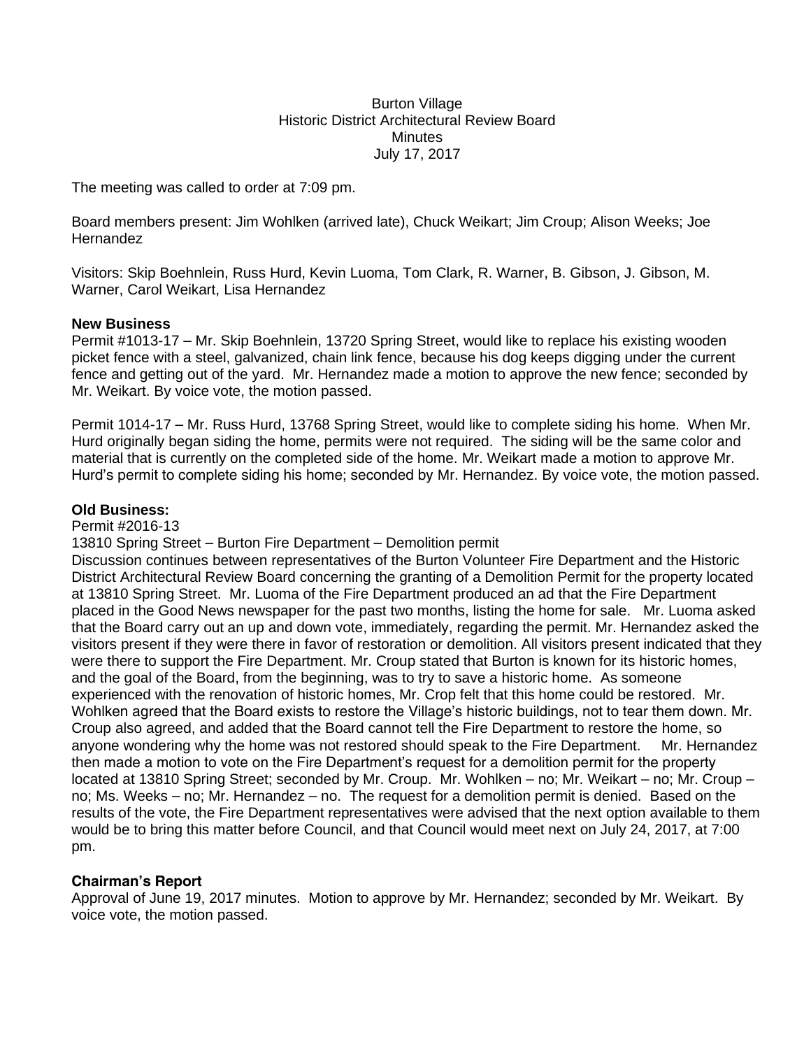Burton Village
Historic District Architectural Review Board
Minutes
July 17, 2017

The meeting was called to order at 7:09 pm.

Board members present: Jim Wohlken (arrived late), Chuck Weikart; Jim Croup; Alison Weeks; Joe Hernandez

Visitors: Skip Boehnlein, Russ Hurd, Kevin Luoma, Tom Clark, R. Warner, B. Gibson, J. Gibson, M. Warner, Carol Weikart, Lisa Hernandez

**New Business**

Permit #1013-17 – Mr. Skip Boehnlein, 13720 Spring Street, would like to replace his existing wooden picket fence with a steel, galvanized, chain link fence, because his dog keeps digging under the current fence and getting out of the yard. Mr. Hernandez made a motion to approve the new fence; seconded by Mr. Weikart. By voice vote, the motion passed.

Permit 1014-17 – Mr. Russ Hurd, 13768 Spring Street, would like to complete siding his home. When Mr. Hurd originally began siding the home, permits were not required. The siding will be the same color and material that is currently on the completed side of the home. Mr. Weikart made a motion to approve Mr. Hurd's permit to complete siding his home; seconded by Mr. Hernandez. By voice vote, the motion passed.

**Old Business:**

Permit #2016-13

13810 Spring Street – Burton Fire Department – Demolition permit

Discussion continues between representatives of the Burton Volunteer Fire Department and the Historic District Architectural Review Board concerning the granting of a Demolition Permit for the property located at 13810 Spring Street. Mr. Luoma of the Fire Department produced an ad that the Fire Department placed in the Good News newspaper for the past two months, listing the home for sale. Mr. Luoma asked that the Board carry out an up and down vote, immediately, regarding the permit. Mr. Hernandez asked the visitors present if they were there in favor of restoration or demolition. All visitors present indicated that they were there to support the Fire Department. Mr. Croup stated that Burton is known for its historic homes, and the goal of the Board, from the beginning, was to try to save a historic home. As someone experienced with the renovation of historic homes, Mr. Crop felt that this home could be restored. Mr. Wohlken agreed that the Board exists to restore the Village's historic buildings, not to tear them down. Mr. Croup also agreed, and added that the Board cannot tell the Fire Department to restore the home, so anyone wondering why the home was not restored should speak to the Fire Department. Mr. Hernandez then made a motion to vote on the Fire Department's request for a demolition permit for the property located at 13810 Spring Street; seconded by Mr. Croup. Mr. Wohlken – no; Mr. Weikart – no; Mr. Croup – no; Ms. Weeks – no; Mr. Hernandez – no. The request for a demolition permit is denied. Based on the results of the vote, the Fire Department representatives were advised that the next option available to them would be to bring this matter before Council, and that Council would meet next on July 24, 2017, at 7:00 pm.

**Chairman's Report**

Approval of June 19, 2017 minutes. Motion to approve by Mr. Hernandez; seconded by Mr. Weikart. By voice vote, the motion passed.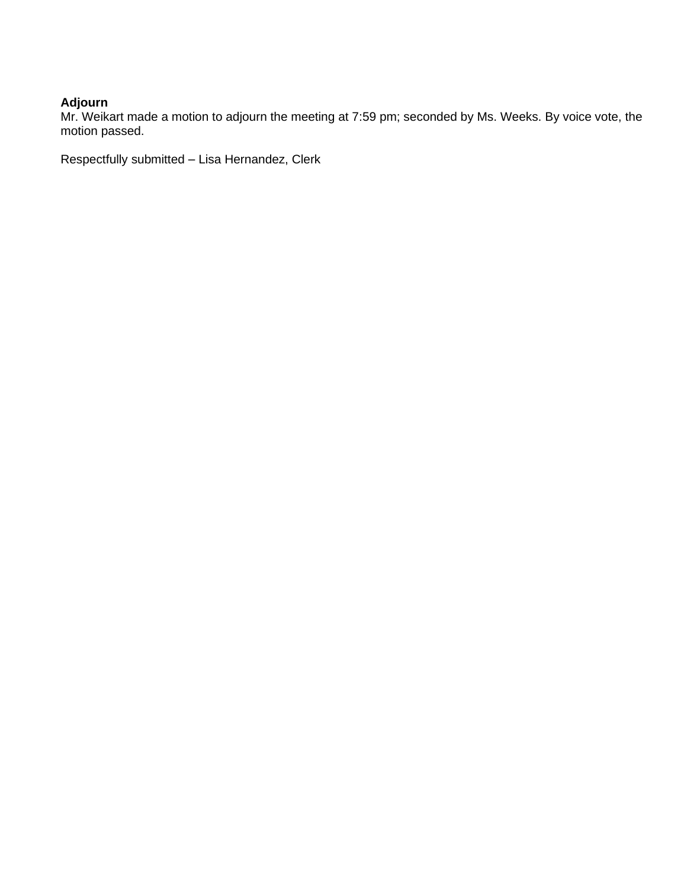**Adjourn**
Mr. Weikart made a motion to adjourn the meeting at 7:59 pm; seconded by Ms. Weeks. By voice vote, the motion passed.

Respectfully submitted – Lisa Hernandez, Clerk